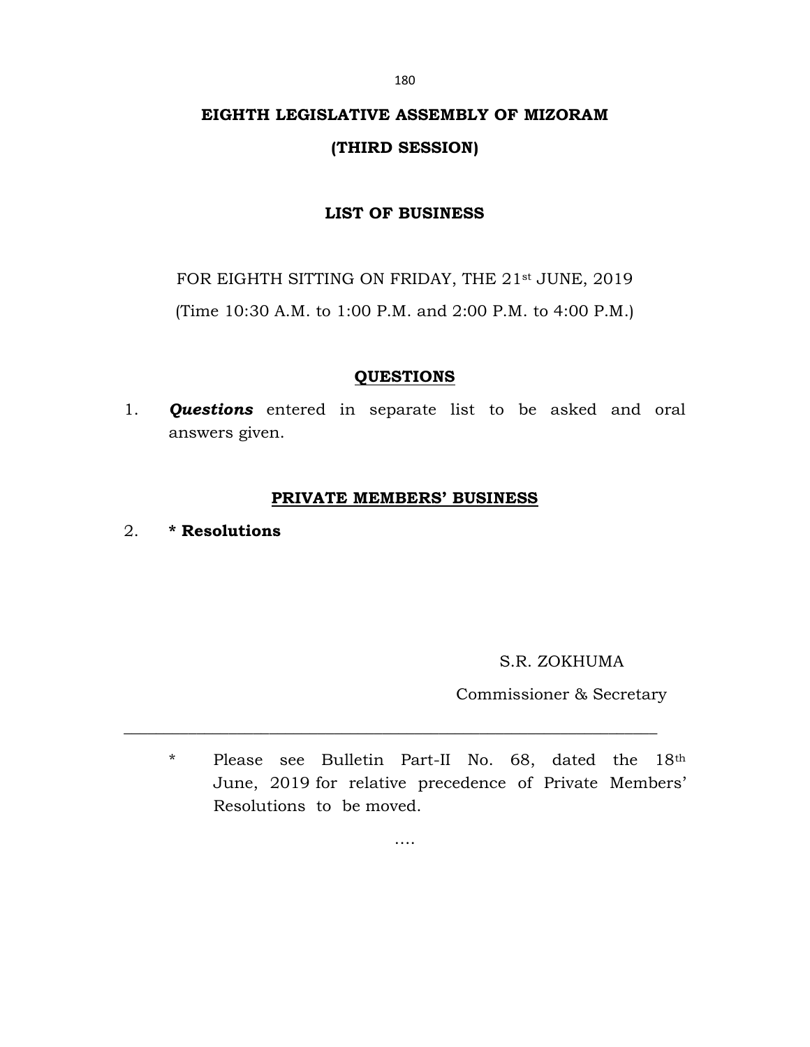# EIGHTH LEGISLATIVE ASSEMBLY OF MIZORAM

## (THIRD SESSION)

### LIST OF BUSINESS

FOR EIGHTH SITTING ON FRIDAY, THE 21st JUNE, 2019

(Time 10:30 A.M. to 1:00 P.M. and 2:00 P.M. to 4:00 P.M.)

### QUESTIONS

1. ***Questions*** entered in separate list to be asked and oral answers given.

### PRIVATE MEMBERS' BUSINESS

2. **\* Resolutions**

S.R. ZOKHUMA

Commissioner & Secretary

---

\* Please see Bulletin Part-II No. 68, dated the 18th June, 2019 for relative precedence of Private Members' Resolutions to be moved.

….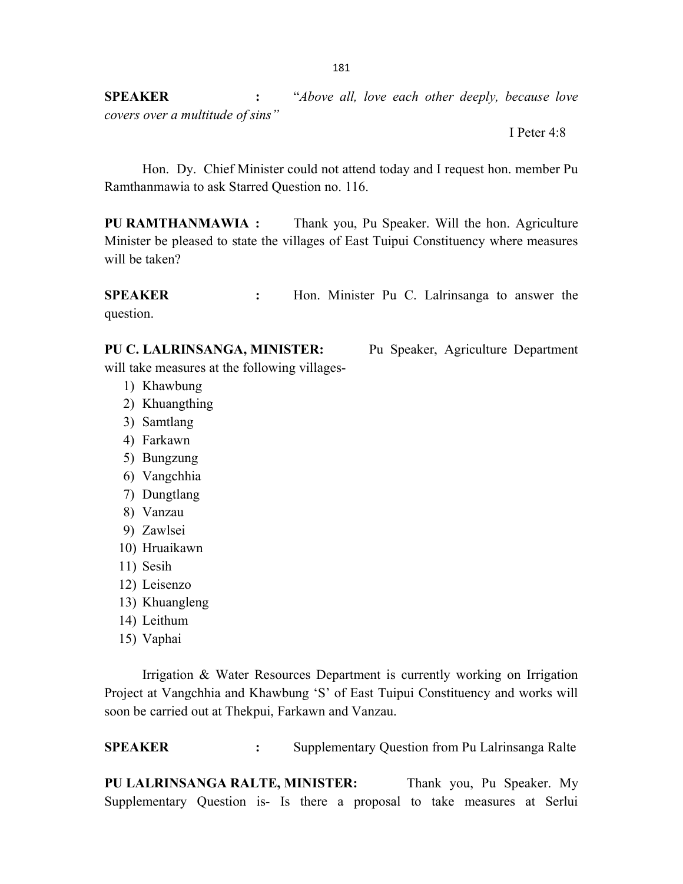**SPEAKER :** "*Above all, love each other deeply, because love covers over a multitude of sins"*

I Peter 4:8

Hon. Dy. Chief Minister could not attend today and I request hon. member Pu Ramthanmawia to ask Starred Question no. 116.

**PU RAMTHANMAWIA :** Thank you, Pu Speaker. Will the hon. Agriculture Minister be pleased to state the villages of East Tuipui Constituency where measures will be taken?

**SPEAKER :** Hon. Minister Pu C. Lalrinsanga to answer the question.

**PU C. LALRINSANGA, MINISTER:** Pu Speaker, Agriculture Department will take measures at the following villages-

1) Khawbung
2) Khuangthing
3) Samtlang
4) Farkawn
5) Bungzung
6) Vangchhia
7) Dungtlang
8) Vanzau
9) Zawlsei
10) Hruaikawn
11) Sesih
12) Leisenzo
13) Khuangleng
14) Leithum
15) Vaphai

Irrigation & Water Resources Department is currently working on Irrigation Project at Vangchhia and Khawbung 'S' of East Tuipui Constituency and works will soon be carried out at Thekpui, Farkawn and Vanzau.

**SPEAKER :** Supplementary Question from Pu Lalrinsanga Ralte

**PU LALRINSANGA RALTE, MINISTER:** Thank you, Pu Speaker. My Supplementary Question is- Is there a proposal to take measures at Serlui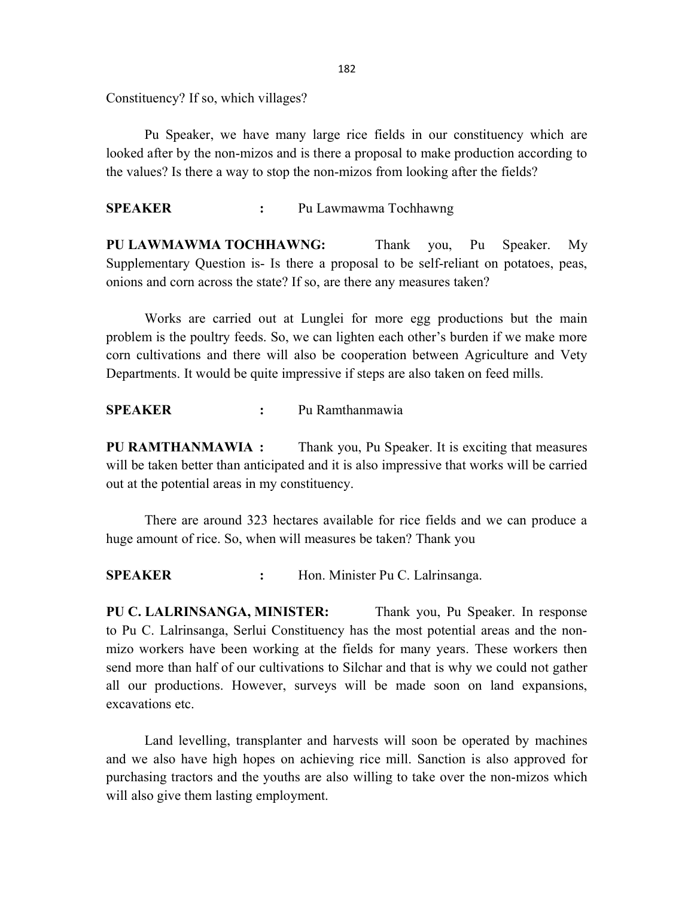Constituency? If so, which villages?

Pu Speaker, we have many large rice fields in our constituency which are looked after by the non-mizos and is there a proposal to make production according to the values? Is there a way to stop the non-mizos from looking after the fields?

**SPEAKER** : Pu Lawmawma Tochhawng

**PU LAWMAWMA TOCHHAWNG:** Thank you, Pu Speaker. My Supplementary Question is- Is there a proposal to be self-reliant on potatoes, peas, onions and corn across the state? If so, are there any measures taken?

Works are carried out at Lunglei for more egg productions but the main problem is the poultry feeds. So, we can lighten each other's burden if we make more corn cultivations and there will also be cooperation between Agriculture and Vety Departments. It would be quite impressive if steps are also taken on feed mills.

**SPEAKER** : Pu Ramthanmawia

**PU RAMTHANMAWIA :** Thank you, Pu Speaker. It is exciting that measures will be taken better than anticipated and it is also impressive that works will be carried out at the potential areas in my constituency.

There are around 323 hectares available for rice fields and we can produce a huge amount of rice. So, when will measures be taken? Thank you

**SPEAKER** : Hon. Minister Pu C. Lalrinsanga.

**PU C. LALRINSANGA, MINISTER:** Thank you, Pu Speaker. In response to Pu C. Lalrinsanga, Serlui Constituency has the most potential areas and the non-mizo workers have been working at the fields for many years. These workers then send more than half of our cultivations to Silchar and that is why we could not gather all our productions. However, surveys will be made soon on land expansions, excavations etc.

Land levelling, transplanter and harvests will soon be operated by machines and we also have high hopes on achieving rice mill. Sanction is also approved for purchasing tractors and the youths are also willing to take over the non-mizos which will also give them lasting employment.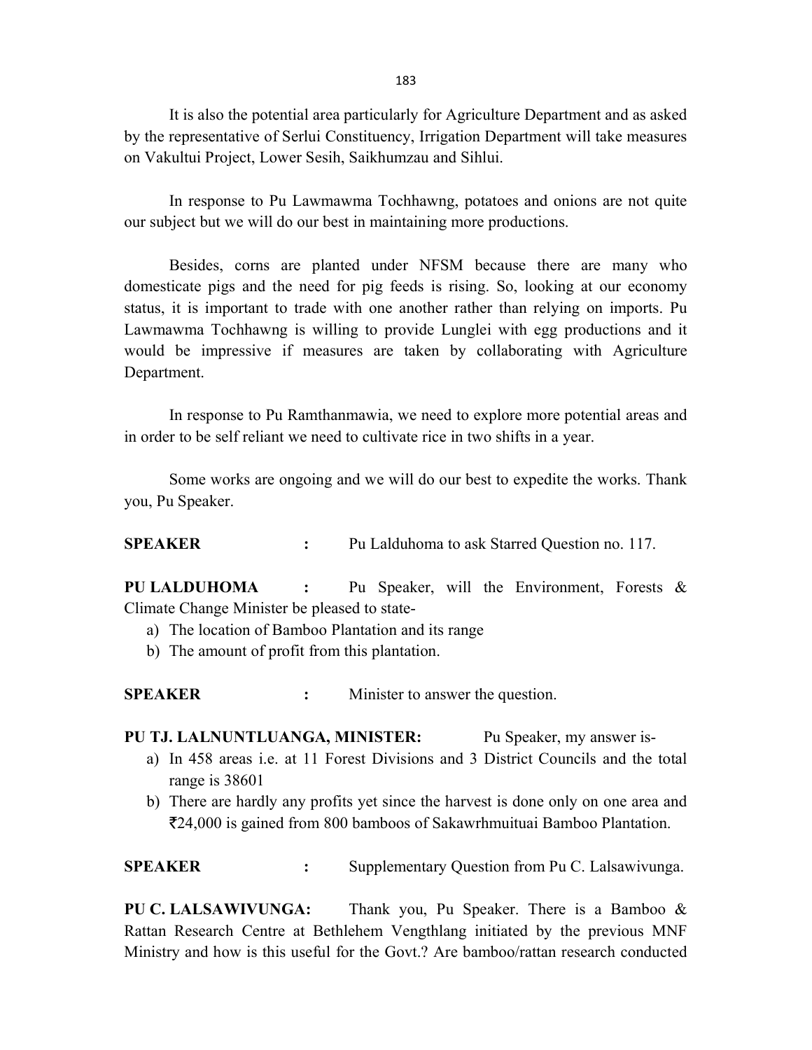It is also the potential area particularly for Agriculture Department and as asked by the representative of Serlui Constituency, Irrigation Department will take measures on Vakultui Project, Lower Sesih, Saikhumzau and Sihlui.

In response to Pu Lawmawma Tochhawng, potatoes and onions are not quite our subject but we will do our best in maintaining more productions.

Besides, corns are planted under NFSM because there are many who domesticate pigs and the need for pig feeds is rising. So, looking at our economy status, it is important to trade with one another rather than relying on imports. Pu Lawmawma Tochhawng is willing to provide Lunglei with egg productions and it would be impressive if measures are taken by collaborating with Agriculture Department.

In response to Pu Ramthanmawia, we need to explore more potential areas and in order to be self reliant we need to cultivate rice in two shifts in a year.

Some works are ongoing and we will do our best to expedite the works. Thank you, Pu Speaker.

**SPEAKER** : Pu Lalduhoma to ask Starred Question no. 117.

**PU LALDUHOMA** : Pu Speaker, will the Environment, Forests & Climate Change Minister be pleased to state-

a) The location of Bamboo Plantation and its range
b) The amount of profit from this plantation.

**SPEAKER** : Minister to answer the question.

**PU TJ. LALNUNTLUANGA, MINISTER:** Pu Speaker, my answer is-

a) In 458 areas i.e. at 11 Forest Divisions and 3 District Councils and the total range is 38601
b) There are hardly any profits yet since the harvest is done only on one area and ₹24,000 is gained from 800 bamboos of Sakawrhmuituai Bamboo Plantation.

**SPEAKER** : Supplementary Question from Pu C. Lalsawivunga.

**PU C. LALSAWIVUNGA:** Thank you, Pu Speaker. There is a Bamboo & Rattan Research Centre at Bethlehem Vengthlang initiated by the previous MNF Ministry and how is this useful for the Govt.? Are bamboo/rattan research conducted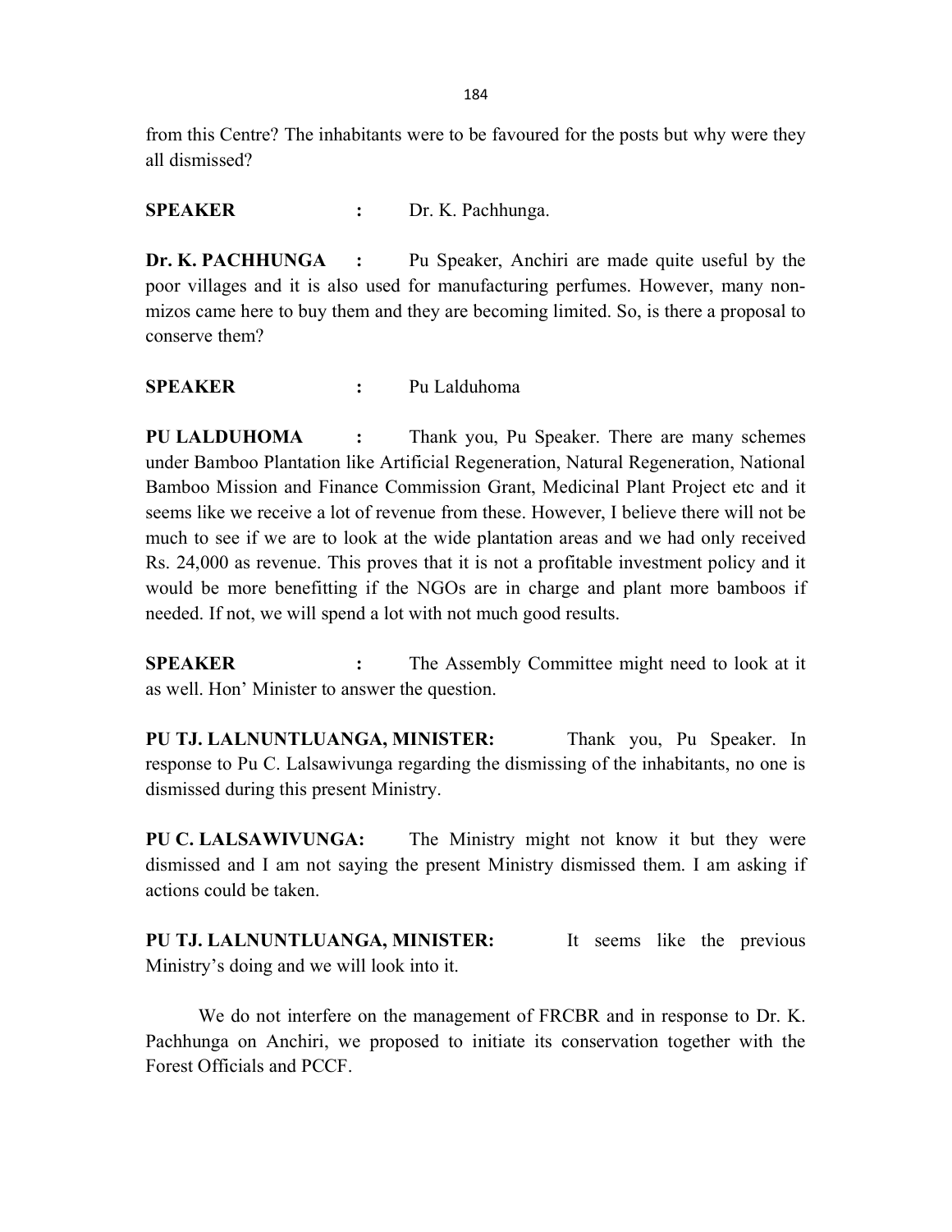from this Centre? The inhabitants were to be favoured for the posts but why were they all dismissed?

**SPEAKER :** Dr. K. Pachhunga.

**Dr. K. PACHHUNGA :** Pu Speaker, Anchiri are made quite useful by the poor villages and it is also used for manufacturing perfumes. However, many non-mizos came here to buy them and they are becoming limited. So, is there a proposal to conserve them?

**SPEAKER :** Pu Lalduhoma

**PU LALDUHOMA :** Thank you, Pu Speaker. There are many schemes under Bamboo Plantation like Artificial Regeneration, Natural Regeneration, National Bamboo Mission and Finance Commission Grant, Medicinal Plant Project etc and it seems like we receive a lot of revenue from these. However, I believe there will not be much to see if we are to look at the wide plantation areas and we had only received Rs. 24,000 as revenue. This proves that it is not a profitable investment policy and it would be more benefitting if the NGOs are in charge and plant more bamboos if needed. If not, we will spend a lot with not much good results.

**SPEAKER :** The Assembly Committee might need to look at it as well. Hon' Minister to answer the question.

**PU TJ. LALNUNTLUANGA, MINISTER:** Thank you, Pu Speaker. In response to Pu C. Lalsawivunga regarding the dismissing of the inhabitants, no one is dismissed during this present Ministry.

**PU C. LALSAWIVUNGA:** The Ministry might not know it but they were dismissed and I am not saying the present Ministry dismissed them. I am asking if actions could be taken.

**PU TJ. LALNUNTLUANGA, MINISTER:** It seems like the previous Ministry's doing and we will look into it.

We do not interfere on the management of FRCBR and in response to Dr. K. Pachhunga on Anchiri, we proposed to initiate its conservation together with the Forest Officials and PCCF.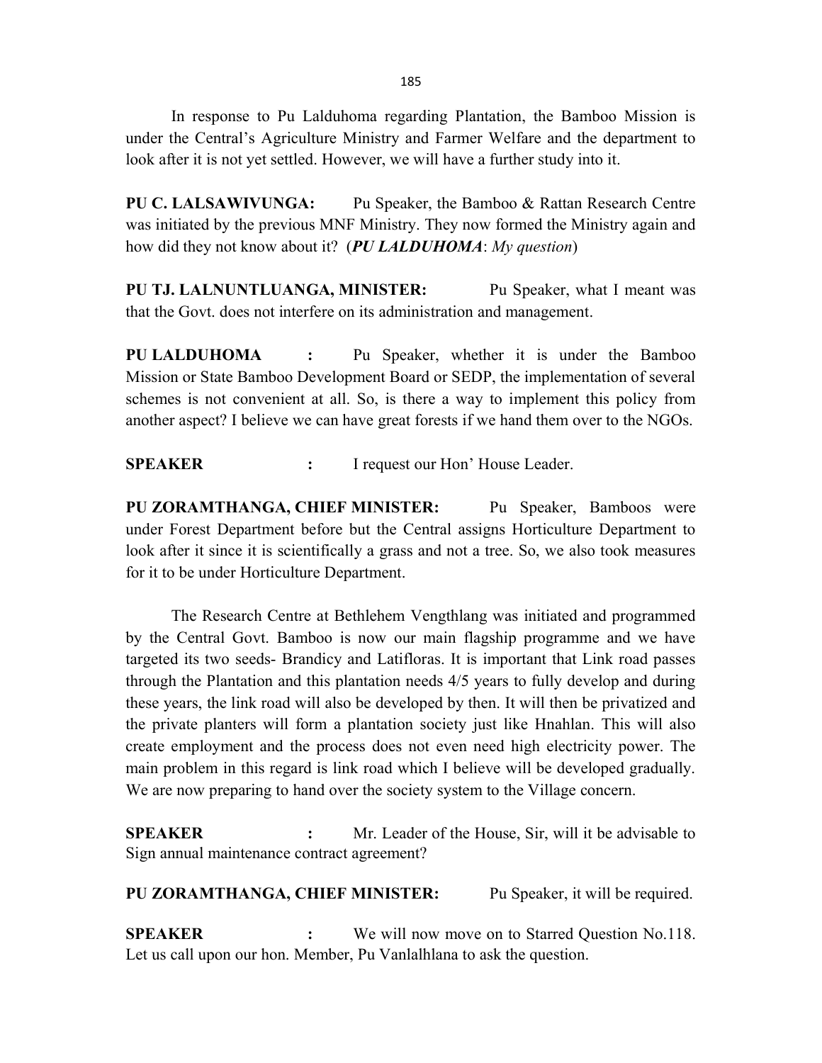In response to Pu Lalduhoma regarding Plantation, the Bamboo Mission is under the Central's Agriculture Ministry and Farmer Welfare and the department to look after it is not yet settled. However, we will have a further study into it.

**PU C. LALSAWIVUNGA:** Pu Speaker, the Bamboo & Rattan Research Centre was initiated by the previous MNF Ministry. They now formed the Ministry again and how did they not know about it? (***PU LALDUHOMA***: *My question*)

**PU TJ. LALNUNTLUANGA, MINISTER:** Pu Speaker, what I meant was that the Govt. does not interfere on its administration and management.

**PU LALDUHOMA :** Pu Speaker, whether it is under the Bamboo Mission or State Bamboo Development Board or SEDP, the implementation of several schemes is not convenient at all. So, is there a way to implement this policy from another aspect? I believe we can have great forests if we hand them over to the NGOs.

**SPEAKER :** I request our Hon' House Leader.

**PU ZORAMTHANGA, CHIEF MINISTER:** Pu Speaker, Bamboos were under Forest Department before but the Central assigns Horticulture Department to look after it since it is scientifically a grass and not a tree. So, we also took measures for it to be under Horticulture Department.

The Research Centre at Bethlehem Vengthlang was initiated and programmed by the Central Govt. Bamboo is now our main flagship programme and we have targeted its two seeds- Brandicy and Latifloras. It is important that Link road passes through the Plantation and this plantation needs 4/5 years to fully develop and during these years, the link road will also be developed by then. It will then be privatized and the private planters will form a plantation society just like Hnahlan. This will also create employment and the process does not even need high electricity power. The main problem in this regard is link road which I believe will be developed gradually. We are now preparing to hand over the society system to the Village concern.

**SPEAKER :** Mr. Leader of the House, Sir, will it be advisable to Sign annual maintenance contract agreement?

**PU ZORAMTHANGA, CHIEF MINISTER:** Pu Speaker, it will be required.

**SPEAKER :** We will now move on to Starred Question No.118. Let us call upon our hon. Member, Pu Vanlalhlana to ask the question.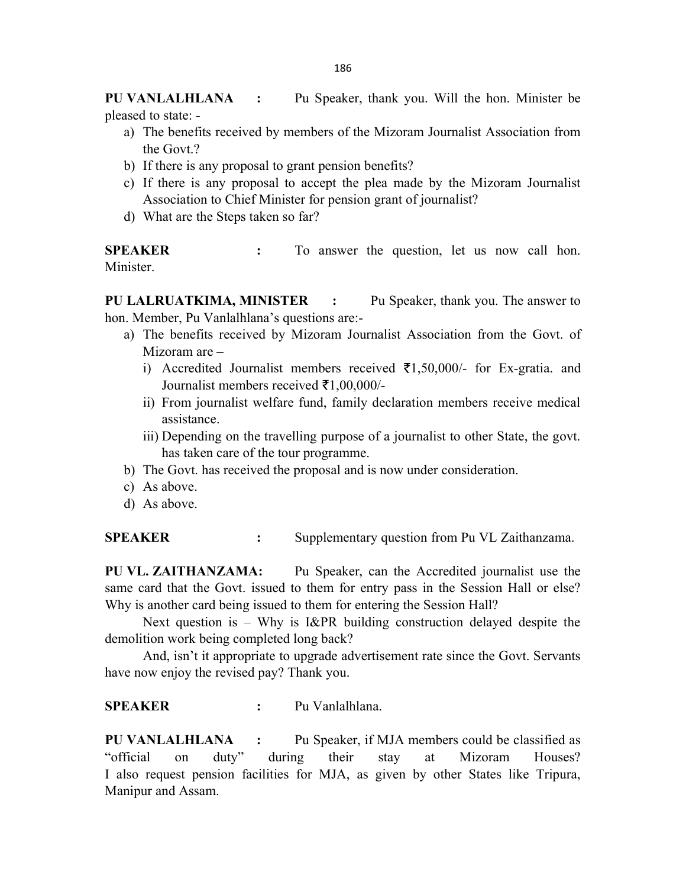**PU VANLALHLANA :** Pu Speaker, thank you. Will the hon. Minister be pleased to state: -

a) The benefits received by members of the Mizoram Journalist Association from the Govt.?
b) If there is any proposal to grant pension benefits?
c) If there is any proposal to accept the plea made by the Mizoram Journalist Association to Chief Minister for pension grant of journalist?
d) What are the Steps taken so far?

**SPEAKER :** To answer the question, let us now call hon. Minister.

**PU LALRUATKIMA, MINISTER :** Pu Speaker, thank you. The answer to hon. Member, Pu Vanlalhlana's questions are:-

a) The benefits received by Mizoram Journalist Association from the Govt. of Mizoram are –
   i) Accredited Journalist members received ₹1,50,000/- for Ex-gratia. and Journalist members received ₹1,00,000/-
   ii) From journalist welfare fund, family declaration members receive medical assistance.
   iii) Depending on the travelling purpose of a journalist to other State, the govt. has taken care of the tour programme.
b) The Govt. has received the proposal and is now under consideration.
c) As above.
d) As above.

**SPEAKER :** Supplementary question from Pu VL Zaithanzama.

**PU VL. ZAITHANZAMA:** Pu Speaker, can the Accredited journalist use the same card that the Govt. issued to them for entry pass in the Session Hall or else? Why is another card being issued to them for entering the Session Hall?

Next question is – Why is I&PR building construction delayed despite the demolition work being completed long back?

And, isn't it appropriate to upgrade advertisement rate since the Govt. Servants have now enjoy the revised pay? Thank you.

**SPEAKER :** Pu Vanlalhlana.

**PU VANLALHLANA :** Pu Speaker, if MJA members could be classified as "official on duty" during their stay at Mizoram Houses? I also request pension facilities for MJA, as given by other States like Tripura, Manipur and Assam.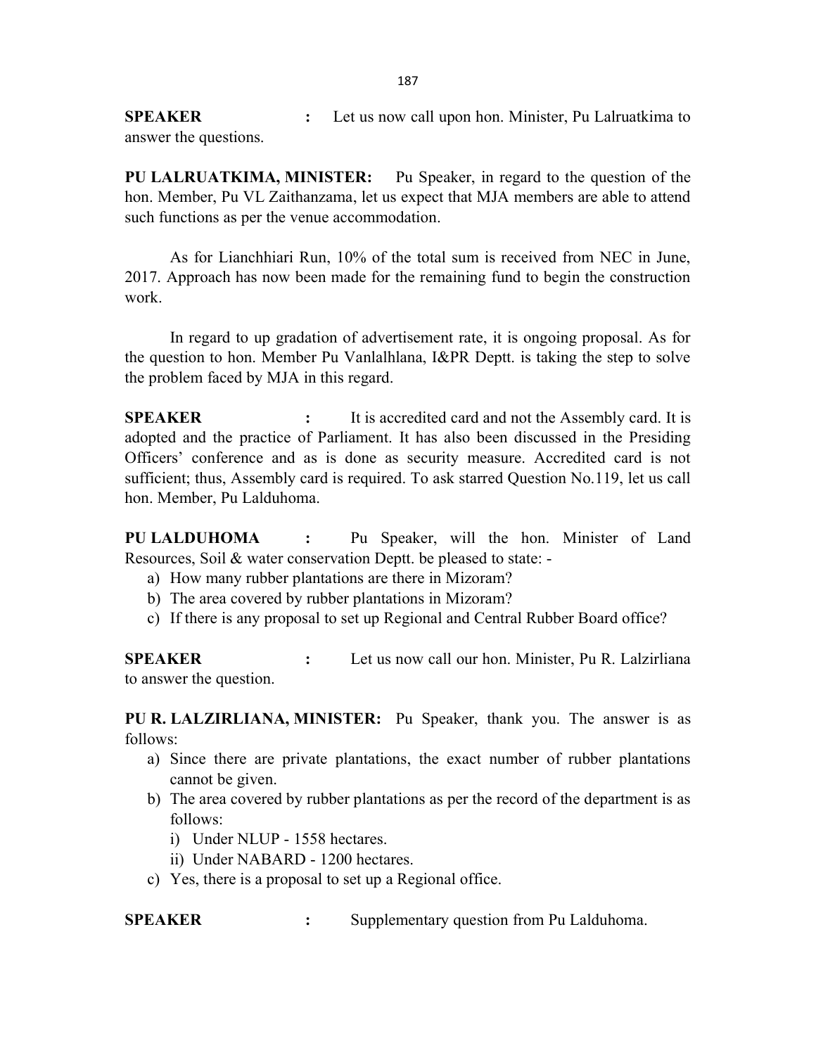**SPEAKER :** Let us now call upon hon. Minister, Pu Lalruatkima to answer the questions.

**PU LALRUATKIMA, MINISTER:** Pu Speaker, in regard to the question of the hon. Member, Pu VL Zaithanzama, let us expect that MJA members are able to attend such functions as per the venue accommodation.

As for Lianchhiari Run, 10% of the total sum is received from NEC in June, 2017. Approach has now been made for the remaining fund to begin the construction work.

In regard to up gradation of advertisement rate, it is ongoing proposal. As for the question to hon. Member Pu Vanlalhlana, I&PR Deptt. is taking the step to solve the problem faced by MJA in this regard.

**SPEAKER :** It is accredited card and not the Assembly card. It is adopted and the practice of Parliament. It has also been discussed in the Presiding Officers' conference and as is done as security measure. Accredited card is not sufficient; thus, Assembly card is required. To ask starred Question No.119, let us call hon. Member, Pu Lalduhoma.

**PU LALDUHOMA :** Pu Speaker, will the hon. Minister of Land Resources, Soil & water conservation Deptt. be pleased to state: -

a) How many rubber plantations are there in Mizoram?
b) The area covered by rubber plantations in Mizoram?
c) If there is any proposal to set up Regional and Central Rubber Board office?

**SPEAKER :** Let us now call our hon. Minister, Pu R. Lalzirliana to answer the question.

**PU R. LALZIRLIANA, MINISTER:** Pu Speaker, thank you. The answer is as follows:

a) Since there are private plantations, the exact number of rubber plantations cannot be given.
b) The area covered by rubber plantations as per the record of the department is as follows:
   i) Under NLUP - 1558 hectares.
   ii) Under NABARD - 1200 hectares.
c) Yes, there is a proposal to set up a Regional office.

**SPEAKER :** Supplementary question from Pu Lalduhoma.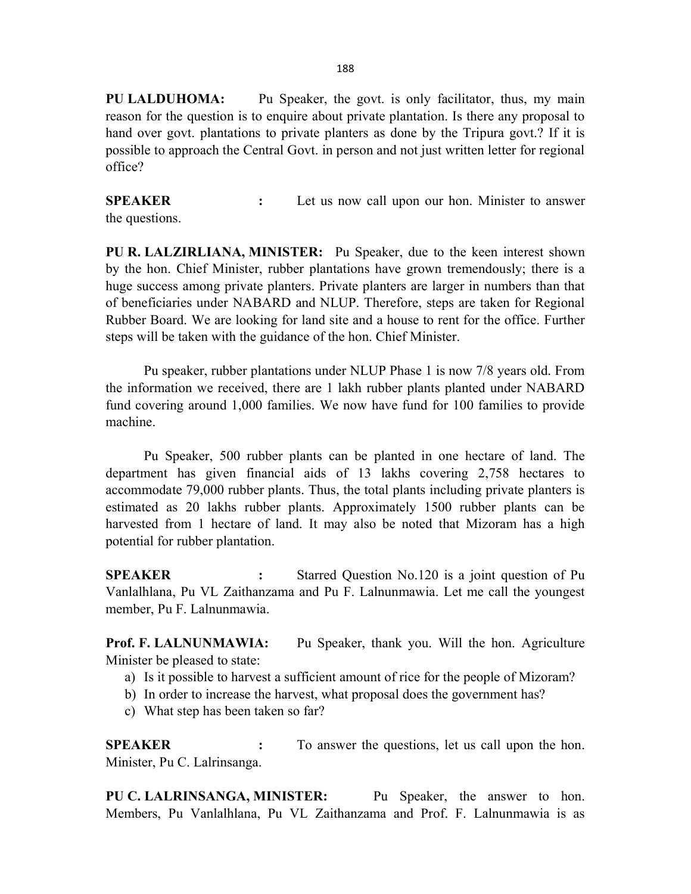**PU LALDUHOMA:** Pu Speaker, the govt. is only facilitator, thus, my main reason for the question is to enquire about private plantation. Is there any proposal to hand over govt. plantations to private planters as done by the Tripura govt.? If it is possible to approach the Central Govt. in person and not just written letter for regional office?

**SPEAKER :** Let us now call upon our hon. Minister to answer the questions.

**PU R. LALZIRLIANA, MINISTER:** Pu Speaker, due to the keen interest shown by the hon. Chief Minister, rubber plantations have grown tremendously; there is a huge success among private planters. Private planters are larger in numbers than that of beneficiaries under NABARD and NLUP. Therefore, steps are taken for Regional Rubber Board. We are looking for land site and a house to rent for the office. Further steps will be taken with the guidance of the hon. Chief Minister.

Pu speaker, rubber plantations under NLUP Phase 1 is now 7/8 years old. From the information we received, there are 1 lakh rubber plants planted under NABARD fund covering around 1,000 families. We now have fund for 100 families to provide machine.

Pu Speaker, 500 rubber plants can be planted in one hectare of land. The department has given financial aids of 13 lakhs covering 2,758 hectares to accommodate 79,000 rubber plants. Thus, the total plants including private planters is estimated as 20 lakhs rubber plants. Approximately 1500 rubber plants can be harvested from 1 hectare of land. It may also be noted that Mizoram has a high potential for rubber plantation.

**SPEAKER :** Starred Question No.120 is a joint question of Pu Vanlalhlana, Pu VL Zaithanzama and Pu F. Lalnunmawia. Let me call the youngest member, Pu F. Lalnunmawia.

**Prof. F. LALNUNMAWIA:** Pu Speaker, thank you. Will the hon. Agriculture Minister be pleased to state:

a) Is it possible to harvest a sufficient amount of rice for the people of Mizoram?
b) In order to increase the harvest, what proposal does the government has?
c) What step has been taken so far?

**SPEAKER :** To answer the questions, let us call upon the hon. Minister, Pu C. Lalrinsanga.

**PU C. LALRINSANGA, MINISTER:** Pu Speaker, the answer to hon. Members, Pu Vanlalhlana, Pu VL Zaithanzama and Prof. F. Lalnunmawia is as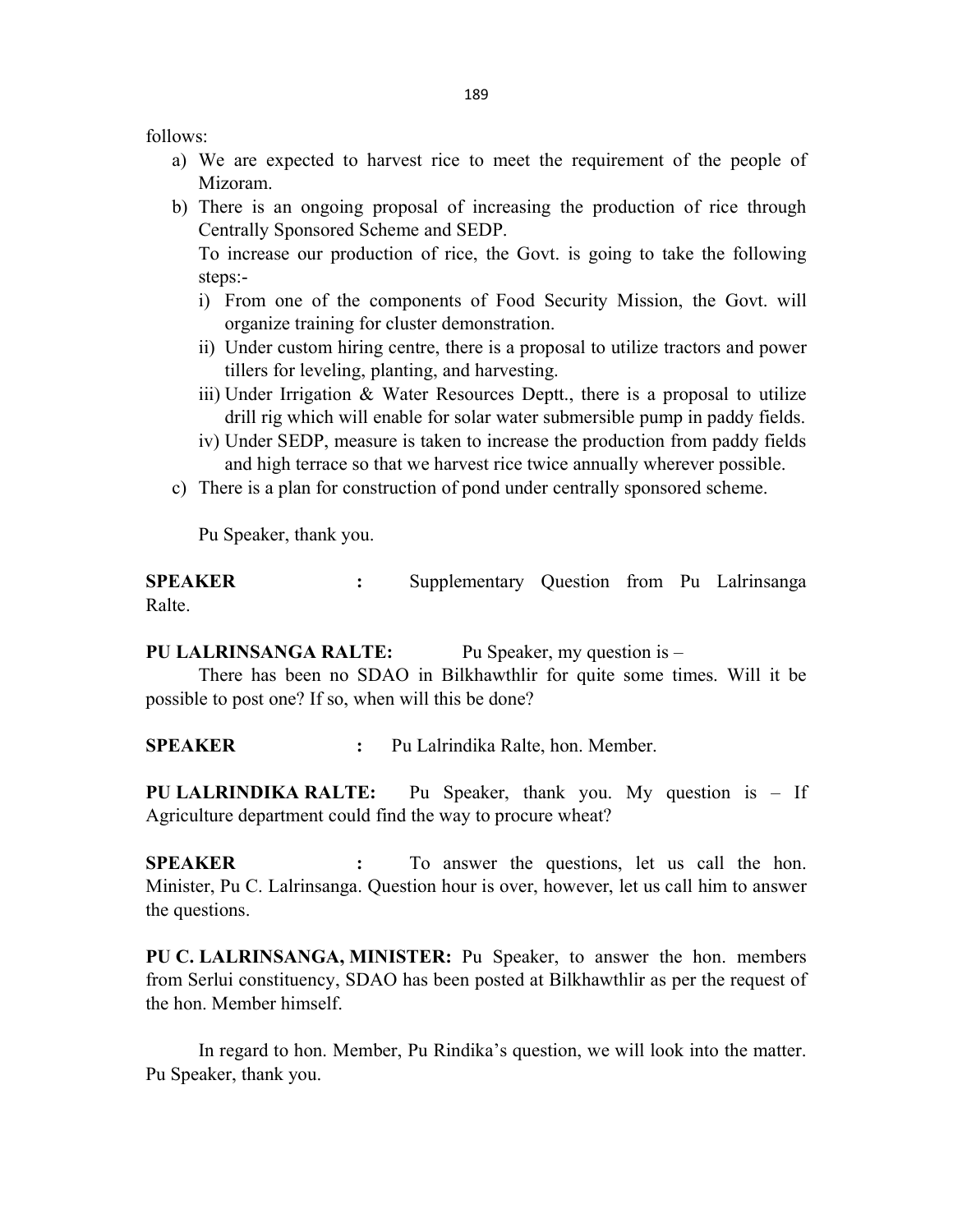follows:

a) We are expected to harvest rice to meet the requirement of the people of Mizoram.
b) There is an ongoing proposal of increasing the production of rice through Centrally Sponsored Scheme and SEDP.
   To increase our production of rice, the Govt. is going to take the following steps:-
   i) From one of the components of Food Security Mission, the Govt. will organize training for cluster demonstration.
   ii) Under custom hiring centre, there is a proposal to utilize tractors and power tillers for leveling, planting, and harvesting.
   iii) Under Irrigation & Water Resources Deptt., there is a proposal to utilize drill rig which will enable for solar water submersible pump in paddy fields.
   iv) Under SEDP, measure is taken to increase the production from paddy fields and high terrace so that we harvest rice twice annually wherever possible.
c) There is a plan for construction of pond under centrally sponsored scheme.

Pu Speaker, thank you.

**SPEAKER** : Supplementary Question from Pu Lalrinsanga Ralte.

**PU LALRINSANGA RALTE:** Pu Speaker, my question is –

There has been no SDAO in Bilkhawthlir for quite some times. Will it be possible to post one? If so, when will this be done?

**SPEAKER** : Pu Lalrindika Ralte, hon. Member.

**PU LALRINDIKA RALTE:** Pu Speaker, thank you. My question is – If Agriculture department could find the way to procure wheat?

**SPEAKER** : To answer the questions, let us call the hon. Minister, Pu C. Lalrinsanga. Question hour is over, however, let us call him to answer the questions.

**PU C. LALRINSANGA, MINISTER:** Pu Speaker, to answer the hon. members from Serlui constituency, SDAO has been posted at Bilkhawthlir as per the request of the hon. Member himself.

In regard to hon. Member, Pu Rindika's question, we will look into the matter. Pu Speaker, thank you.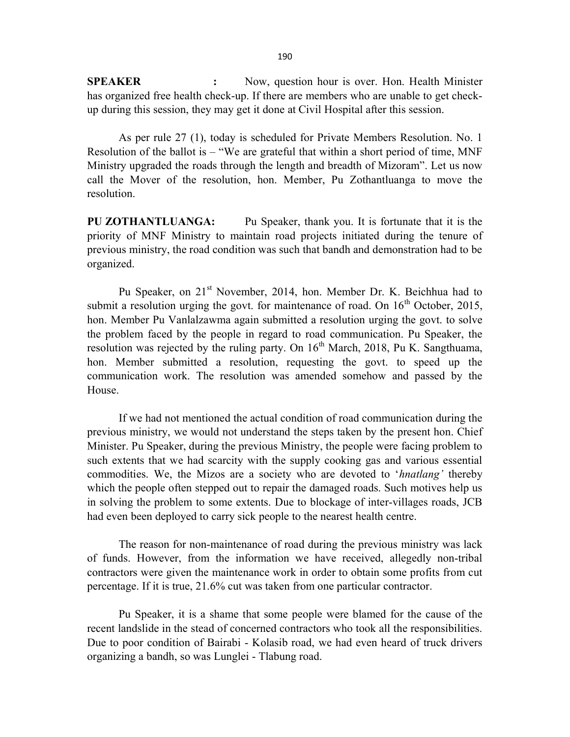**SPEAKER :** Now, question hour is over. Hon. Health Minister has organized free health check-up. If there are members who are unable to get check-up during this session, they may get it done at Civil Hospital after this session.

As per rule 27 (1), today is scheduled for Private Members Resolution. No. 1 Resolution of the ballot is – "We are grateful that within a short period of time, MNF Ministry upgraded the roads through the length and breadth of Mizoram". Let us now call the Mover of the resolution, hon. Member, Pu Zothantluanga to move the resolution.

**PU ZOTHANTLUANGA:** Pu Speaker, thank you. It is fortunate that it is the priority of MNF Ministry to maintain road projects initiated during the tenure of previous ministry, the road condition was such that bandh and demonstration had to be organized.

Pu Speaker, on 21st November, 2014, hon. Member Dr. K. Beichhua had to submit a resolution urging the govt. for maintenance of road. On 16th October, 2015, hon. Member Pu Vanlalzawma again submitted a resolution urging the govt. to solve the problem faced by the people in regard to road communication. Pu Speaker, the resolution was rejected by the ruling party. On 16th March, 2018, Pu K. Sangthuama, hon. Member submitted a resolution, requesting the govt. to speed up the communication work. The resolution was amended somehow and passed by the House.

If we had not mentioned the actual condition of road communication during the previous ministry, we would not understand the steps taken by the present hon. Chief Minister. Pu Speaker, during the previous Ministry, the people were facing problem to such extents that we had scarcity with the supply cooking gas and various essential commodities. We, the Mizos are a society who are devoted to '*hnatlang'* thereby which the people often stepped out to repair the damaged roads. Such motives help us in solving the problem to some extents. Due to blockage of inter-villages roads, JCB had even been deployed to carry sick people to the nearest health centre.

The reason for non-maintenance of road during the previous ministry was lack of funds. However, from the information we have received, allegedly non-tribal contractors were given the maintenance work in order to obtain some profits from cut percentage. If it is true, 21.6% cut was taken from one particular contractor.

Pu Speaker, it is a shame that some people were blamed for the cause of the recent landslide in the stead of concerned contractors who took all the responsibilities. Due to poor condition of Bairabi - Kolasib road, we had even heard of truck drivers organizing a bandh, so was Lunglei - Tlabung road.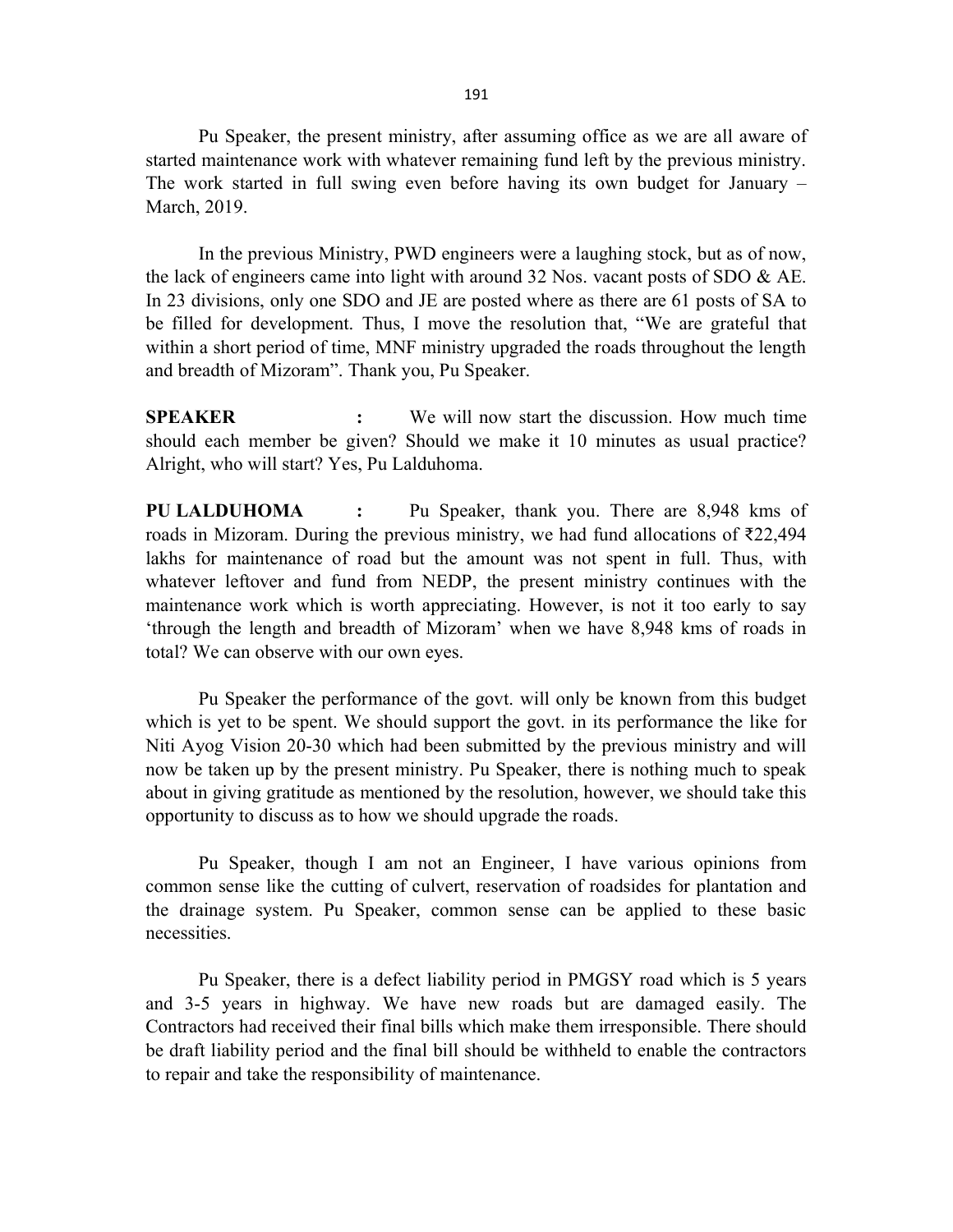Pu Speaker, the present ministry, after assuming office as we are all aware of started maintenance work with whatever remaining fund left by the previous ministry. The work started in full swing even before having its own budget for January – March, 2019.

In the previous Ministry, PWD engineers were a laughing stock, but as of now, the lack of engineers came into light with around 32 Nos. vacant posts of SDO & AE. In 23 divisions, only one SDO and JE are posted where as there are 61 posts of SA to be filled for development. Thus, I move the resolution that, "We are grateful that within a short period of time, MNF ministry upgraded the roads throughout the length and breadth of Mizoram". Thank you, Pu Speaker.

**SPEAKER :** We will now start the discussion. How much time should each member be given? Should we make it 10 minutes as usual practice? Alright, who will start? Yes, Pu Lalduhoma.

**PU LALDUHOMA :** Pu Speaker, thank you. There are 8,948 kms of roads in Mizoram. During the previous ministry, we had fund allocations of ₹22,494 lakhs for maintenance of road but the amount was not spent in full. Thus, with whatever leftover and fund from NEDP, the present ministry continues with the maintenance work which is worth appreciating. However, is not it too early to say 'through the length and breadth of Mizoram' when we have 8,948 kms of roads in total? We can observe with our own eyes.

Pu Speaker the performance of the govt. will only be known from this budget which is yet to be spent. We should support the govt. in its performance the like for Niti Ayog Vision 20-30 which had been submitted by the previous ministry and will now be taken up by the present ministry. Pu Speaker, there is nothing much to speak about in giving gratitude as mentioned by the resolution, however, we should take this opportunity to discuss as to how we should upgrade the roads.

Pu Speaker, though I am not an Engineer, I have various opinions from common sense like the cutting of culvert, reservation of roadsides for plantation and the drainage system. Pu Speaker, common sense can be applied to these basic necessities.

Pu Speaker, there is a defect liability period in PMGSY road which is 5 years and 3-5 years in highway. We have new roads but are damaged easily. The Contractors had received their final bills which make them irresponsible. There should be draft liability period and the final bill should be withheld to enable the contractors to repair and take the responsibility of maintenance.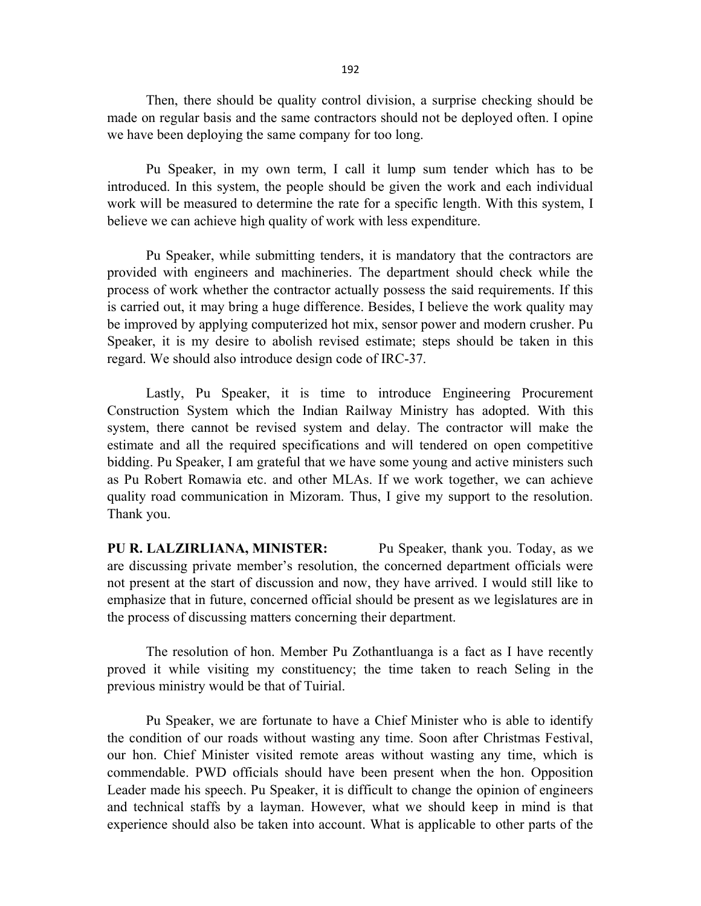Then, there should be quality control division, a surprise checking should be made on regular basis and the same contractors should not be deployed often. I opine we have been deploying the same company for too long.

Pu Speaker, in my own term, I call it lump sum tender which has to be introduced. In this system, the people should be given the work and each individual work will be measured to determine the rate for a specific length. With this system, I believe we can achieve high quality of work with less expenditure.

Pu Speaker, while submitting tenders, it is mandatory that the contractors are provided with engineers and machineries. The department should check while the process of work whether the contractor actually possess the said requirements. If this is carried out, it may bring a huge difference. Besides, I believe the work quality may be improved by applying computerized hot mix, sensor power and modern crusher. Pu Speaker, it is my desire to abolish revised estimate; steps should be taken in this regard. We should also introduce design code of IRC-37.

Lastly, Pu Speaker, it is time to introduce Engineering Procurement Construction System which the Indian Railway Ministry has adopted. With this system, there cannot be revised system and delay. The contractor will make the estimate and all the required specifications and will tendered on open competitive bidding. Pu Speaker, I am grateful that we have some young and active ministers such as Pu Robert Romawia etc. and other MLAs. If we work together, we can achieve quality road communication in Mizoram. Thus, I give my support to the resolution. Thank you.

**PU R. LALZIRLIANA, MINISTER:** Pu Speaker, thank you. Today, as we are discussing private member's resolution, the concerned department officials were not present at the start of discussion and now, they have arrived. I would still like to emphasize that in future, concerned official should be present as we legislatures are in the process of discussing matters concerning their department.

The resolution of hon. Member Pu Zothantluanga is a fact as I have recently proved it while visiting my constituency; the time taken to reach Seling in the previous ministry would be that of Tuirial.

Pu Speaker, we are fortunate to have a Chief Minister who is able to identify the condition of our roads without wasting any time. Soon after Christmas Festival, our hon. Chief Minister visited remote areas without wasting any time, which is commendable. PWD officials should have been present when the hon. Opposition Leader made his speech. Pu Speaker, it is difficult to change the opinion of engineers and technical staffs by a layman. However, what we should keep in mind is that experience should also be taken into account. What is applicable to other parts of the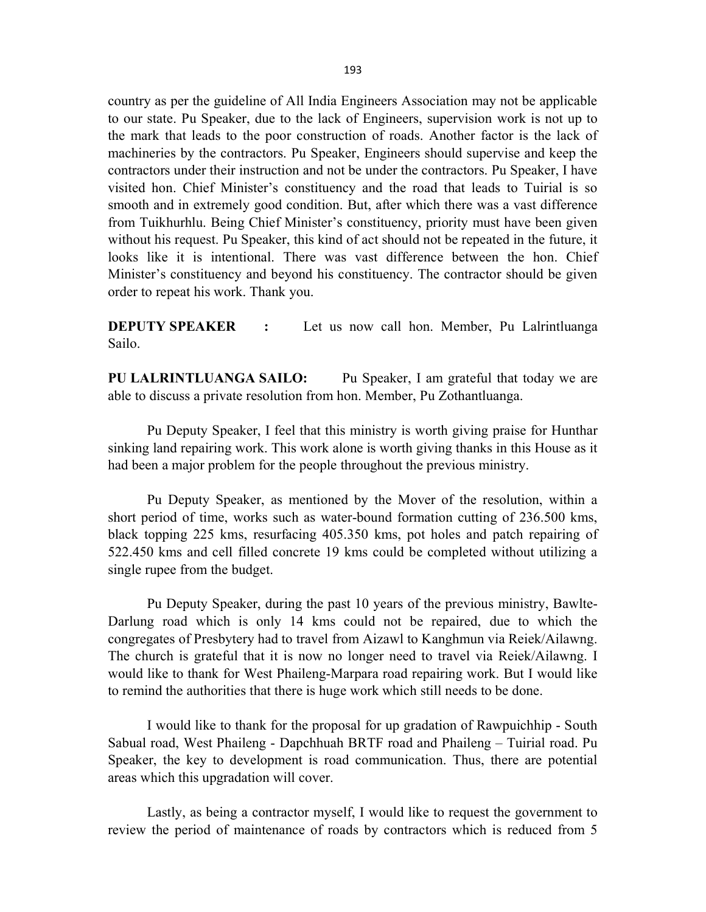country as per the guideline of All India Engineers Association may not be applicable to our state. Pu Speaker, due to the lack of Engineers, supervision work is not up to the mark that leads to the poor construction of roads. Another factor is the lack of machineries by the contractors. Pu Speaker, Engineers should supervise and keep the contractors under their instruction and not be under the contractors. Pu Speaker, I have visited hon. Chief Minister's constituency and the road that leads to Tuirial is so smooth and in extremely good condition. But, after which there was a vast difference from Tuikhurhlu. Being Chief Minister's constituency, priority must have been given without his request. Pu Speaker, this kind of act should not be repeated in the future, it looks like it is intentional. There was vast difference between the hon. Chief Minister's constituency and beyond his constituency. The contractor should be given order to repeat his work. Thank you.

**DEPUTY SPEAKER :** Let us now call hon. Member, Pu Lalrintluanga Sailo.

**PU LALRINTLUANGA SAILO:** Pu Speaker, I am grateful that today we are able to discuss a private resolution from hon. Member, Pu Zothantluanga.

Pu Deputy Speaker, I feel that this ministry is worth giving praise for Hunthar sinking land repairing work. This work alone is worth giving thanks in this House as it had been a major problem for the people throughout the previous ministry.

Pu Deputy Speaker, as mentioned by the Mover of the resolution, within a short period of time, works such as water-bound formation cutting of 236.500 kms, black topping 225 kms, resurfacing 405.350 kms, pot holes and patch repairing of 522.450 kms and cell filled concrete 19 kms could be completed without utilizing a single rupee from the budget.

Pu Deputy Speaker, during the past 10 years of the previous ministry, Bawlte-Darlung road which is only 14 kms could not be repaired, due to which the congregates of Presbytery had to travel from Aizawl to Kanghmun via Reiek/Ailawng. The church is grateful that it is now no longer need to travel via Reiek/Ailawng. I would like to thank for West Phaileng-Marpara road repairing work. But I would like to remind the authorities that there is huge work which still needs to be done.

I would like to thank for the proposal for up gradation of Rawpuichhip - South Sabual road, West Phaileng - Dapchhuah BRTF road and Phaileng – Tuirial road. Pu Speaker, the key to development is road communication. Thus, there are potential areas which this upgradation will cover.

Lastly, as being a contractor myself, I would like to request the government to review the period of maintenance of roads by contractors which is reduced from 5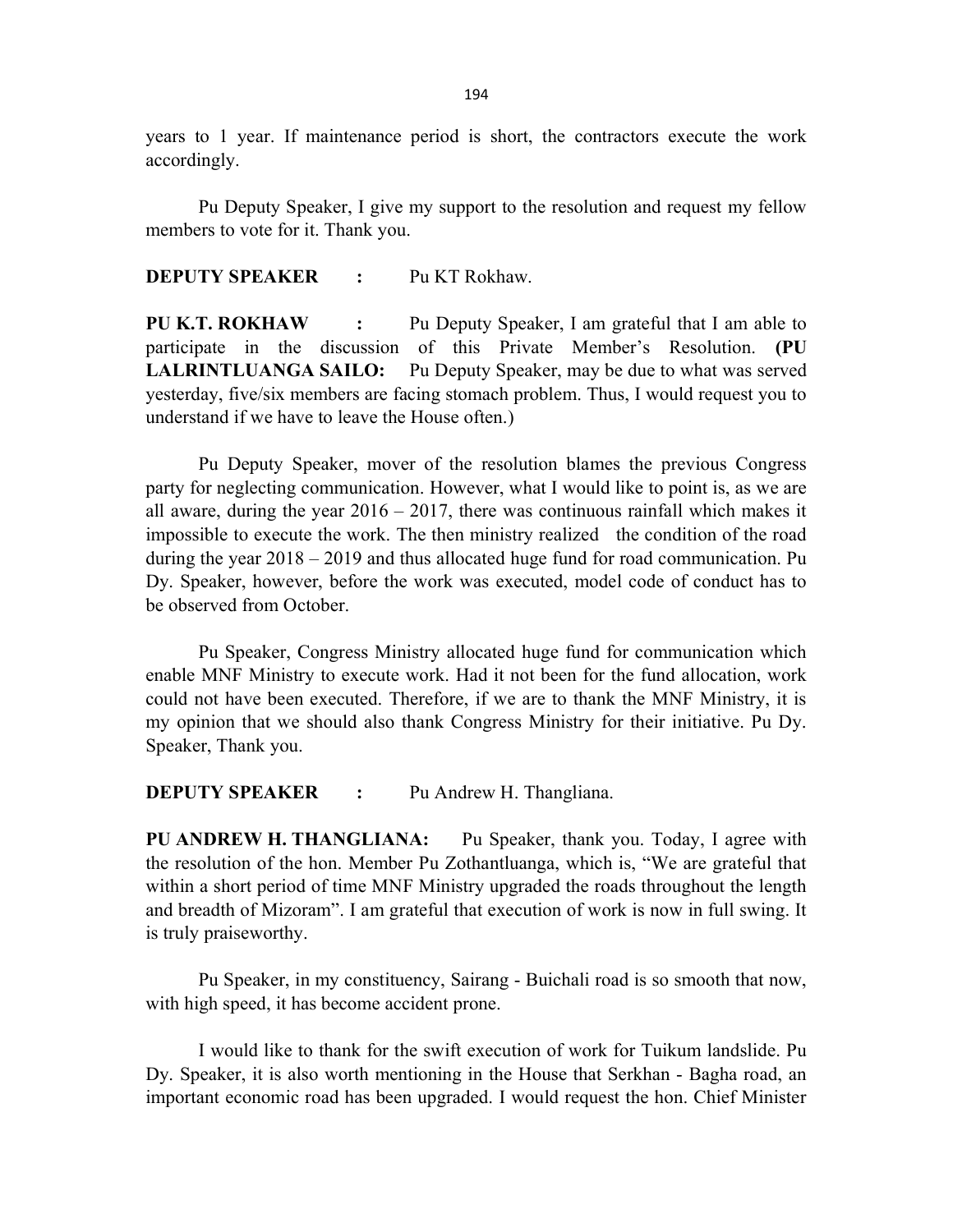years to 1 year. If maintenance period is short, the contractors execute the work accordingly.

Pu Deputy Speaker, I give my support to the resolution and request my fellow members to vote for it. Thank you.

**DEPUTY SPEAKER :** Pu KT Rokhaw.

**PU K.T. ROKHAW :** Pu Deputy Speaker, I am grateful that I am able to participate in the discussion of this Private Member's Resolution. **(PU LALRINTLUANGA SAILO:** Pu Deputy Speaker, may be due to what was served yesterday, five/six members are facing stomach problem. Thus, I would request you to understand if we have to leave the House often.)

Pu Deputy Speaker, mover of the resolution blames the previous Congress party for neglecting communication. However, what I would like to point is, as we are all aware, during the year 2016 – 2017, there was continuous rainfall which makes it impossible to execute the work. The then ministry realized the condition of the road during the year 2018 – 2019 and thus allocated huge fund for road communication. Pu Dy. Speaker, however, before the work was executed, model code of conduct has to be observed from October.

Pu Speaker, Congress Ministry allocated huge fund for communication which enable MNF Ministry to execute work. Had it not been for the fund allocation, work could not have been executed. Therefore, if we are to thank the MNF Ministry, it is my opinion that we should also thank Congress Ministry for their initiative. Pu Dy. Speaker, Thank you.

**DEPUTY SPEAKER :** Pu Andrew H. Thangliana.

**PU ANDREW H. THANGLIANA:** Pu Speaker, thank you. Today, I agree with the resolution of the hon. Member Pu Zothantluanga, which is, "We are grateful that within a short period of time MNF Ministry upgraded the roads throughout the length and breadth of Mizoram". I am grateful that execution of work is now in full swing. It is truly praiseworthy.

Pu Speaker, in my constituency, Sairang - Buichali road is so smooth that now, with high speed, it has become accident prone.

I would like to thank for the swift execution of work for Tuikum landslide. Pu Dy. Speaker, it is also worth mentioning in the House that Serkhan - Bagha road, an important economic road has been upgraded. I would request the hon. Chief Minister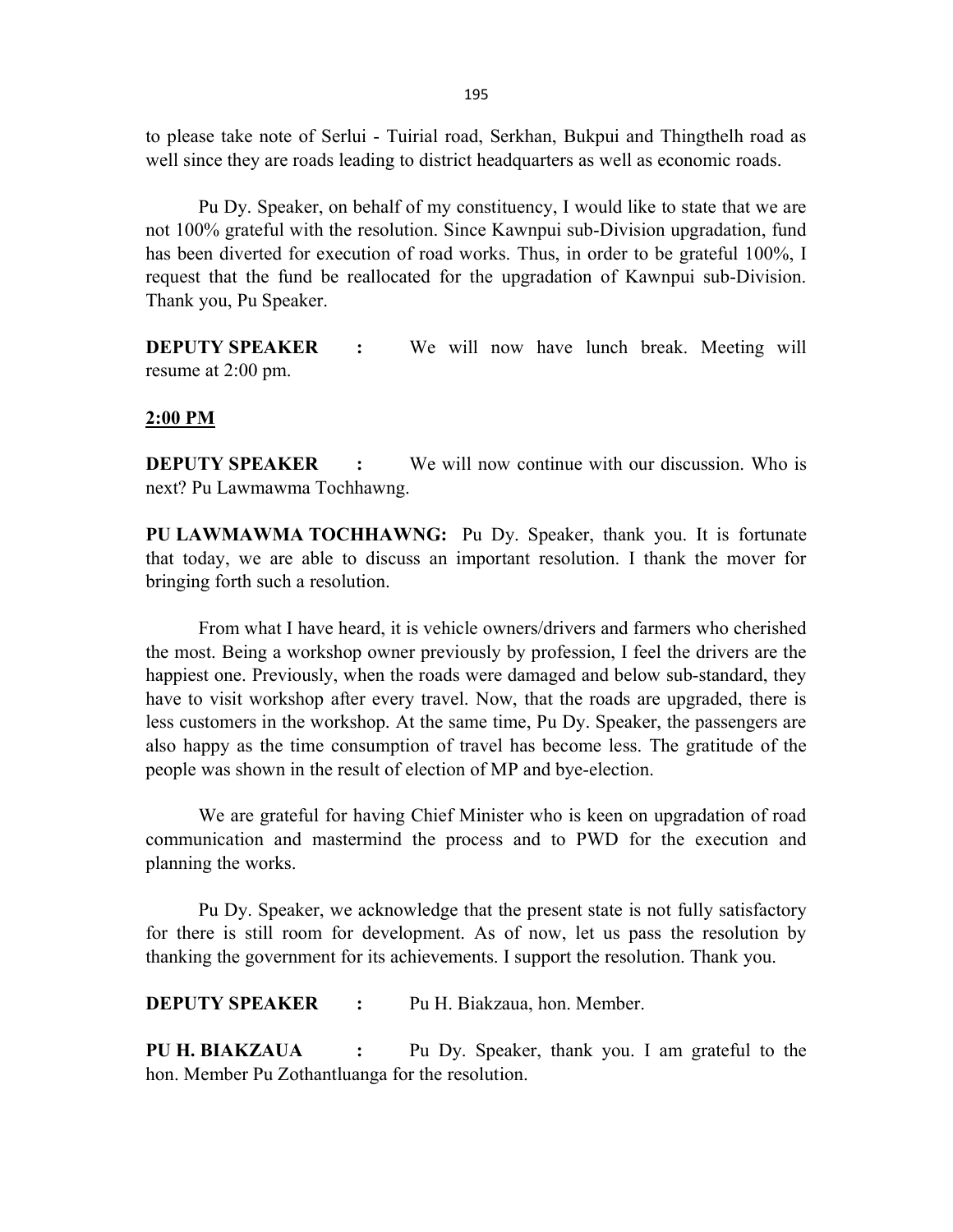to please take note of Serlui - Tuirial road, Serkhan, Bukpui and Thingthelh road as well since they are roads leading to district headquarters as well as economic roads.

Pu Dy. Speaker, on behalf of my constituency, I would like to state that we are not 100% grateful with the resolution. Since Kawnpui sub-Division upgradation, fund has been diverted for execution of road works. Thus, in order to be grateful 100%, I request that the fund be reallocated for the upgradation of Kawnpui sub-Division. Thank you, Pu Speaker.

**DEPUTY SPEAKER :** We will now have lunch break. Meeting will resume at 2:00 pm.

**2:00 PM**

**DEPUTY SPEAKER :** We will now continue with our discussion. Who is next? Pu Lawmawma Tochhawng.

**PU LAWMAWMA TOCHHAWNG:** Pu Dy. Speaker, thank you. It is fortunate that today, we are able to discuss an important resolution. I thank the mover for bringing forth such a resolution.

From what I have heard, it is vehicle owners/drivers and farmers who cherished the most. Being a workshop owner previously by profession, I feel the drivers are the happiest one. Previously, when the roads were damaged and below sub-standard, they have to visit workshop after every travel. Now, that the roads are upgraded, there is less customers in the workshop. At the same time, Pu Dy. Speaker, the passengers are also happy as the time consumption of travel has become less. The gratitude of the people was shown in the result of election of MP and bye-election.

We are grateful for having Chief Minister who is keen on upgradation of road communication and mastermind the process and to PWD for the execution and planning the works.

Pu Dy. Speaker, we acknowledge that the present state is not fully satisfactory for there is still room for development. As of now, let us pass the resolution by thanking the government for its achievements. I support the resolution. Thank you.

**DEPUTY SPEAKER :** Pu H. Biakzaua, hon. Member.

**PU H. BIAKZAUA :** Pu Dy. Speaker, thank you. I am grateful to the hon. Member Pu Zothantluanga for the resolution.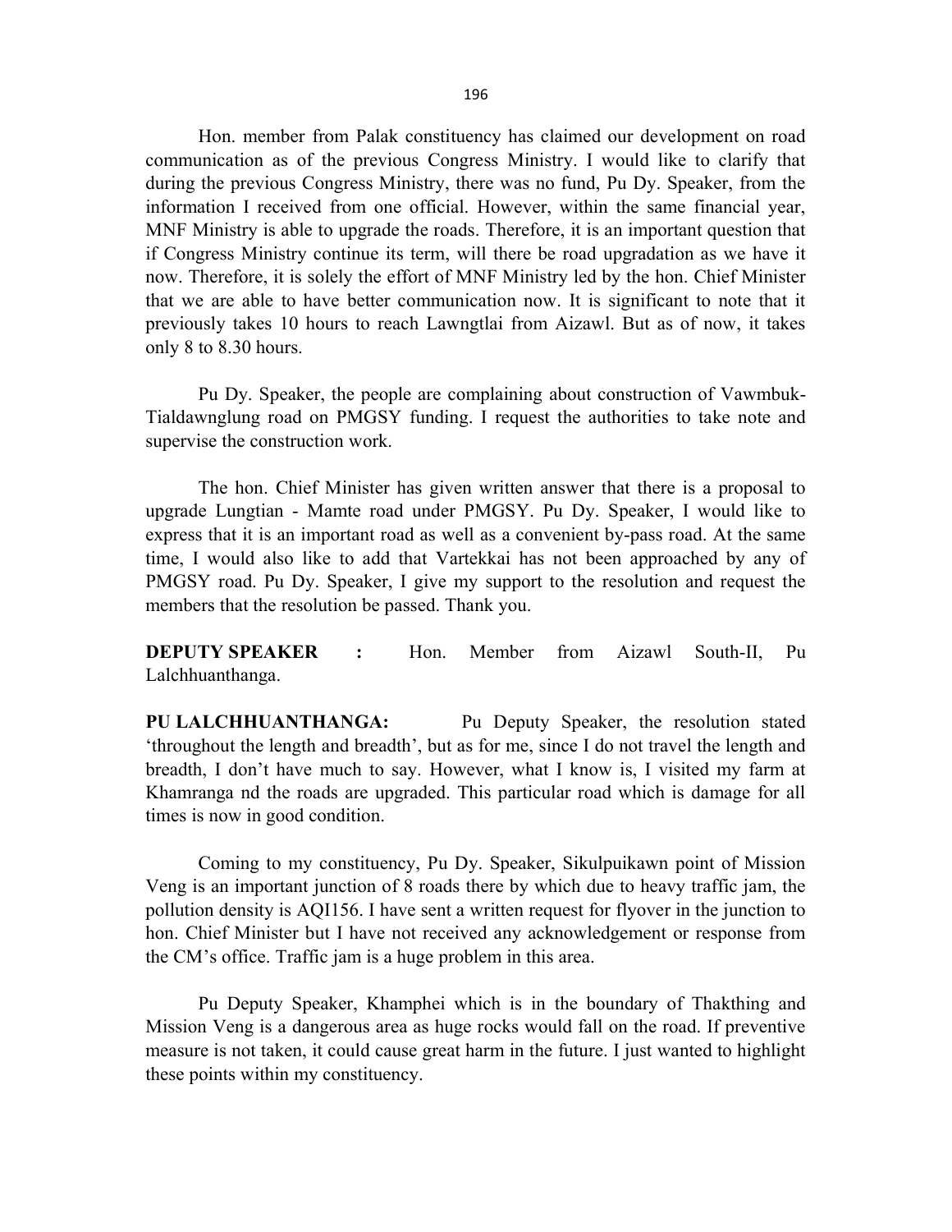Hon. member from Palak constituency has claimed our development on road communication as of the previous Congress Ministry. I would like to clarify that during the previous Congress Ministry, there was no fund, Pu Dy. Speaker, from the information I received from one official. However, within the same financial year, MNF Ministry is able to upgrade the roads. Therefore, it is an important question that if Congress Ministry continue its term, will there be road upgradation as we have it now. Therefore, it is solely the effort of MNF Ministry led by the hon. Chief Minister that we are able to have better communication now. It is significant to note that it previously takes 10 hours to reach Lawngtlai from Aizawl. But as of now, it takes only 8 to 8.30 hours.

Pu Dy. Speaker, the people are complaining about construction of Vawmbuk-Tialdawnglung road on PMGSY funding. I request the authorities to take note and supervise the construction work.

The hon. Chief Minister has given written answer that there is a proposal to upgrade Lungtian - Mamte road under PMGSY. Pu Dy. Speaker, I would like to express that it is an important road as well as a convenient by-pass road. At the same time, I would also like to add that Vartekkai has not been approached by any of PMGSY road. Pu Dy. Speaker, I give my support to the resolution and request the members that the resolution be passed. Thank you.

**DEPUTY SPEAKER :** Hon. Member from Aizawl South-II, Pu Lalchhuanthanga.

**PU LALCHHUANTHANGA:** Pu Deputy Speaker, the resolution stated 'throughout the length and breadth', but as for me, since I do not travel the length and breadth, I don't have much to say. However, what I know is, I visited my farm at Khamranga nd the roads are upgraded. This particular road which is damage for all times is now in good condition.

Coming to my constituency, Pu Dy. Speaker, Sikulpuikawn point of Mission Veng is an important junction of 8 roads there by which due to heavy traffic jam, the pollution density is AQI156. I have sent a written request for flyover in the junction to hon. Chief Minister but I have not received any acknowledgement or response from the CM's office. Traffic jam is a huge problem in this area.

Pu Deputy Speaker, Khamphei which is in the boundary of Thakthing and Mission Veng is a dangerous area as huge rocks would fall on the road. If preventive measure is not taken, it could cause great harm in the future. I just wanted to highlight these points within my constituency.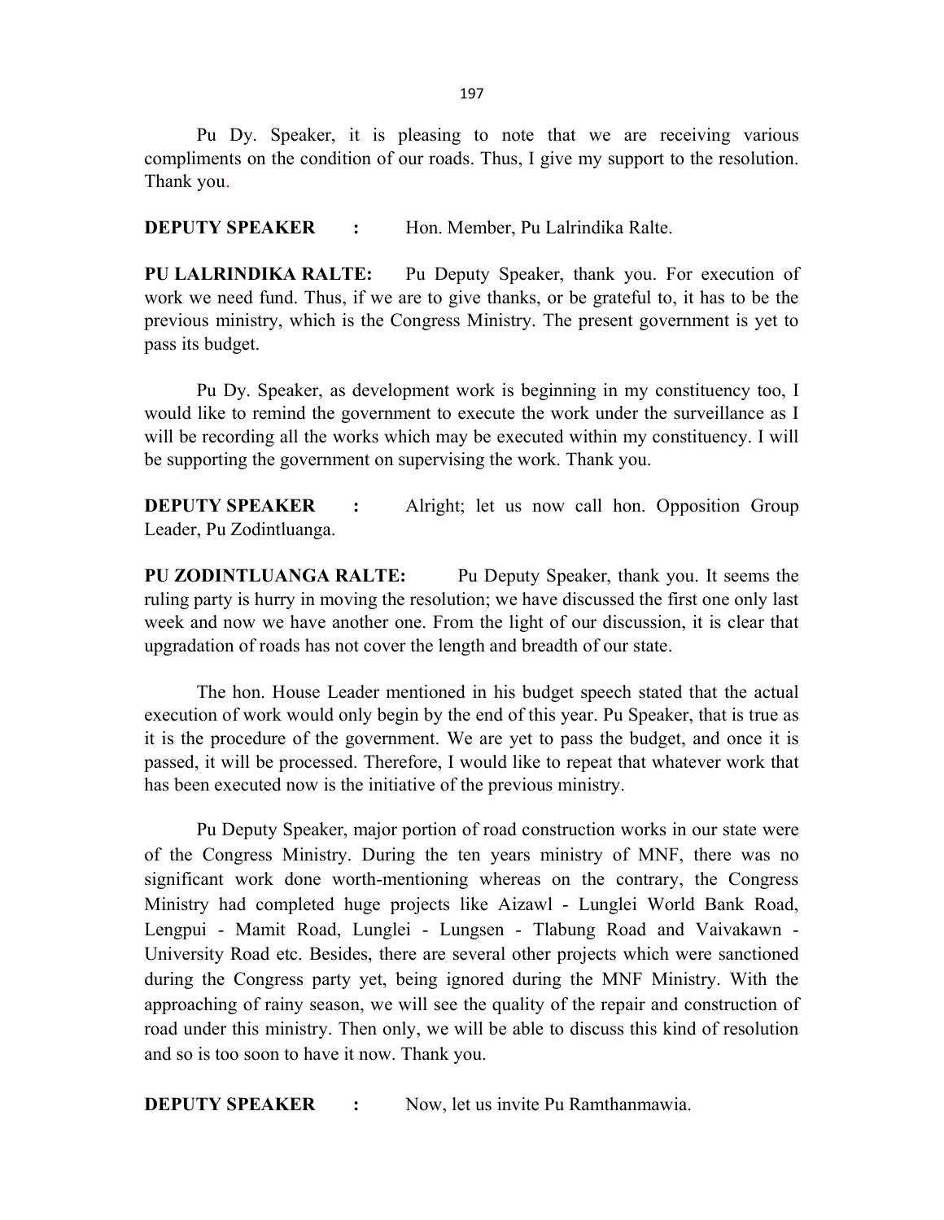Pu Dy. Speaker, it is pleasing to note that we are receiving various compliments on the condition of our roads. Thus, I give my support to the resolution. Thank you.

**DEPUTY SPEAKER :** Hon. Member, Pu Lalrindika Ralte.

**PU LALRINDIKA RALTE:** Pu Deputy Speaker, thank you. For execution of work we need fund. Thus, if we are to give thanks, or be grateful to, it has to be the previous ministry, which is the Congress Ministry. The present government is yet to pass its budget.

Pu Dy. Speaker, as development work is beginning in my constituency too, I would like to remind the government to execute the work under the surveillance as I will be recording all the works which may be executed within my constituency. I will be supporting the government on supervising the work. Thank you.

**DEPUTY SPEAKER :** Alright; let us now call hon. Opposition Group Leader, Pu Zodintluanga.

**PU ZODINTLUANGA RALTE:** Pu Deputy Speaker, thank you. It seems the ruling party is hurry in moving the resolution; we have discussed the first one only last week and now we have another one. From the light of our discussion, it is clear that upgradation of roads has not cover the length and breadth of our state.

The hon. House Leader mentioned in his budget speech stated that the actual execution of work would only begin by the end of this year. Pu Speaker, that is true as it is the procedure of the government. We are yet to pass the budget, and once it is passed, it will be processed. Therefore, I would like to repeat that whatever work that has been executed now is the initiative of the previous ministry.

Pu Deputy Speaker, major portion of road construction works in our state were of the Congress Ministry. During the ten years ministry of MNF, there was no significant work done worth-mentioning whereas on the contrary, the Congress Ministry had completed huge projects like Aizawl - Lunglei World Bank Road, Lengpui - Mamit Road, Lunglei - Lungsen - Tlabung Road and Vaivakawn - University Road etc. Besides, there are several other projects which were sanctioned during the Congress party yet, being ignored during the MNF Ministry. With the approaching of rainy season, we will see the quality of the repair and construction of road under this ministry. Then only, we will be able to discuss this kind of resolution and so is too soon to have it now. Thank you.

**DEPUTY SPEAKER :** Now, let us invite Pu Ramthanmawia.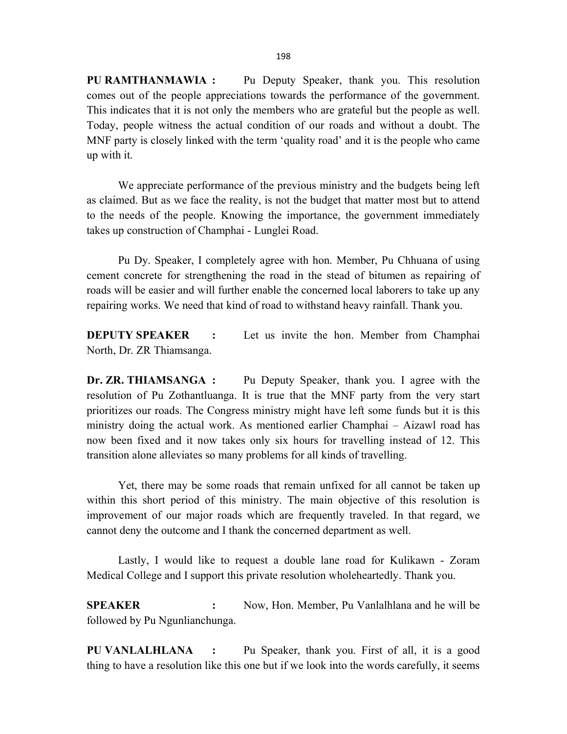**PU RAMTHANMAWIA :** Pu Deputy Speaker, thank you. This resolution comes out of the people appreciations towards the performance of the government. This indicates that it is not only the members who are grateful but the people as well. Today, people witness the actual condition of our roads and without a doubt. The MNF party is closely linked with the term 'quality road' and it is the people who came up with it.

We appreciate performance of the previous ministry and the budgets being left as claimed. But as we face the reality, is not the budget that matter most but to attend to the needs of the people. Knowing the importance, the government immediately takes up construction of Champhai - Lunglei Road.

Pu Dy. Speaker, I completely agree with hon. Member, Pu Chhuana of using cement concrete for strengthening the road in the stead of bitumen as repairing of roads will be easier and will further enable the concerned local laborers to take up any repairing works. We need that kind of road to withstand heavy rainfall. Thank you.

**DEPUTY SPEAKER :** Let us invite the hon. Member from Champhai North, Dr. ZR Thiamsanga.

**Dr. ZR. THIAMSANGA :** Pu Deputy Speaker, thank you. I agree with the resolution of Pu Zothantluanga. It is true that the MNF party from the very start prioritizes our roads. The Congress ministry might have left some funds but it is this ministry doing the actual work. As mentioned earlier Champhai – Aizawl road has now been fixed and it now takes only six hours for travelling instead of 12. This transition alone alleviates so many problems for all kinds of travelling.

Yet, there may be some roads that remain unfixed for all cannot be taken up within this short period of this ministry. The main objective of this resolution is improvement of our major roads which are frequently traveled. In that regard, we cannot deny the outcome and I thank the concerned department as well.

Lastly, I would like to request a double lane road for Kulikawn - Zoram Medical College and I support this private resolution wholeheartedly. Thank you.

**SPEAKER :** Now, Hon. Member, Pu Vanlalhlana and he will be followed by Pu Ngunlianchunga.

**PU VANLALHLANA :** Pu Speaker, thank you. First of all, it is a good thing to have a resolution like this one but if we look into the words carefully, it seems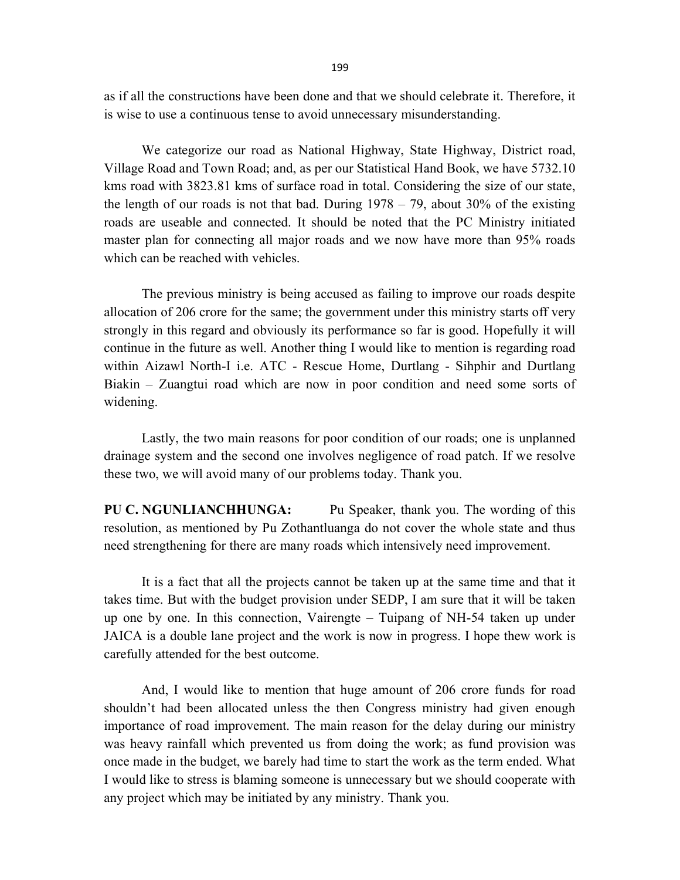as if all the constructions have been done and that we should celebrate it. Therefore, it is wise to use a continuous tense to avoid unnecessary misunderstanding.

We categorize our road as National Highway, State Highway, District road, Village Road and Town Road; and, as per our Statistical Hand Book, we have 5732.10 kms road with 3823.81 kms of surface road in total. Considering the size of our state, the length of our roads is not that bad. During 1978 – 79, about 30% of the existing roads are useable and connected. It should be noted that the PC Ministry initiated master plan for connecting all major roads and we now have more than 95% roads which can be reached with vehicles.

The previous ministry is being accused as failing to improve our roads despite allocation of 206 crore for the same; the government under this ministry starts off very strongly in this regard and obviously its performance so far is good. Hopefully it will continue in the future as well. Another thing I would like to mention is regarding road within Aizawl North-I i.e. ATC - Rescue Home, Durtlang - Sihphir and Durtlang Biakin – Zuangtui road which are now in poor condition and need some sorts of widening.

Lastly, the two main reasons for poor condition of our roads; one is unplanned drainage system and the second one involves negligence of road patch. If we resolve these two, we will avoid many of our problems today. Thank you.

**PU C. NGUNLIANCHHUNGA:** Pu Speaker, thank you. The wording of this resolution, as mentioned by Pu Zothantluanga do not cover the whole state and thus need strengthening for there are many roads which intensively need improvement.

It is a fact that all the projects cannot be taken up at the same time and that it takes time. But with the budget provision under SEDP, I am sure that it will be taken up one by one. In this connection, Vairengte – Tuipang of NH-54 taken up under JAICA is a double lane project and the work is now in progress. I hope thew work is carefully attended for the best outcome.

And, I would like to mention that huge amount of 206 crore funds for road shouldn't had been allocated unless the then Congress ministry had given enough importance of road improvement. The main reason for the delay during our ministry was heavy rainfall which prevented us from doing the work; as fund provision was once made in the budget, we barely had time to start the work as the term ended. What I would like to stress is blaming someone is unnecessary but we should cooperate with any project which may be initiated by any ministry. Thank you.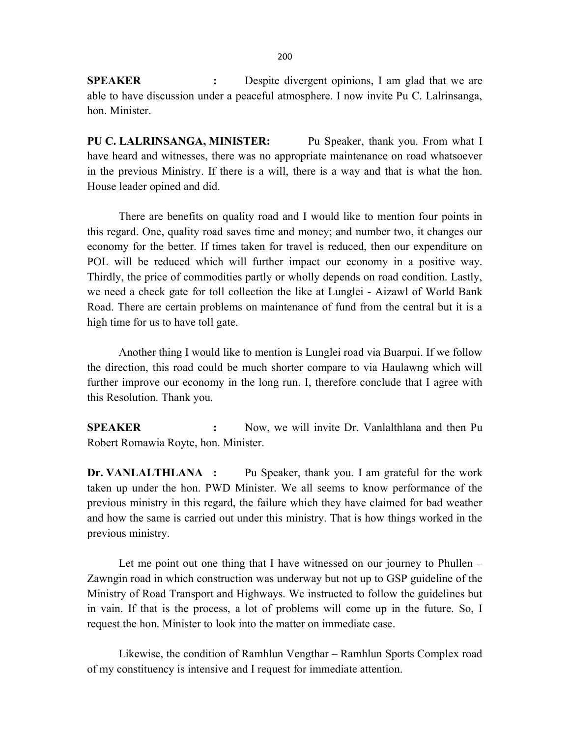**SPEAKER :** Despite divergent opinions, I am glad that we are able to have discussion under a peaceful atmosphere. I now invite Pu C. Lalrinsanga, hon. Minister.

**PU C. LALRINSANGA, MINISTER:** Pu Speaker, thank you. From what I have heard and witnesses, there was no appropriate maintenance on road whatsoever in the previous Ministry. If there is a will, there is a way and that is what the hon. House leader opined and did.

There are benefits on quality road and I would like to mention four points in this regard. One, quality road saves time and money; and number two, it changes our economy for the better. If times taken for travel is reduced, then our expenditure on POL will be reduced which will further impact our economy in a positive way. Thirdly, the price of commodities partly or wholly depends on road condition. Lastly, we need a check gate for toll collection the like at Lunglei - Aizawl of World Bank Road. There are certain problems on maintenance of fund from the central but it is a high time for us to have toll gate.

Another thing I would like to mention is Lunglei road via Buarpui. If we follow the direction, this road could be much shorter compare to via Haulawng which will further improve our economy in the long run. I, therefore conclude that I agree with this Resolution. Thank you.

**SPEAKER :** Now, we will invite Dr. Vanlalthlana and then Pu Robert Romawia Royte, hon. Minister.

**Dr. VANLALTHLANA :** Pu Speaker, thank you. I am grateful for the work taken up under the hon. PWD Minister. We all seems to know performance of the previous ministry in this regard, the failure which they have claimed for bad weather and how the same is carried out under this ministry. That is how things worked in the previous ministry.

Let me point out one thing that I have witnessed on our journey to Phullen – Zawngin road in which construction was underway but not up to GSP guideline of the Ministry of Road Transport and Highways. We instructed to follow the guidelines but in vain. If that is the process, a lot of problems will come up in the future. So, I request the hon. Minister to look into the matter on immediate case.

Likewise, the condition of Ramhlun Vengthar – Ramhlun Sports Complex road of my constituency is intensive and I request for immediate attention.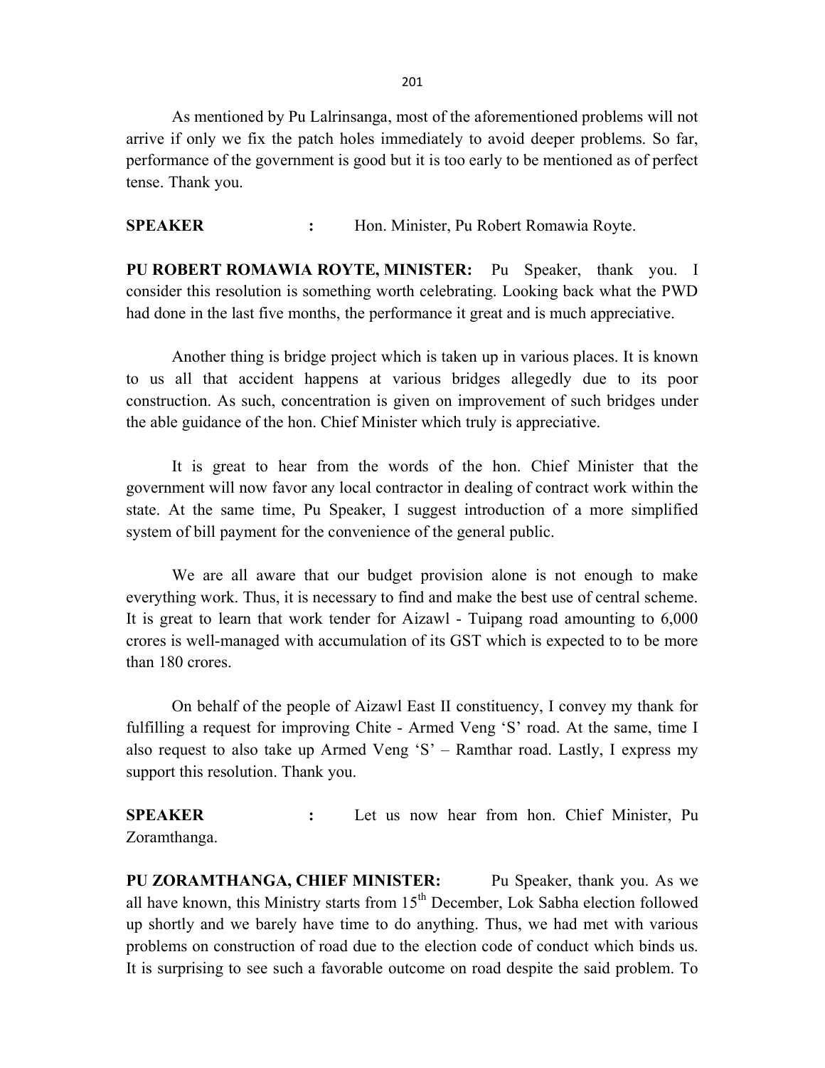As mentioned by Pu Lalrinsanga, most of the aforementioned problems will not arrive if only we fix the patch holes immediately to avoid deeper problems. So far, performance of the government is good but it is too early to be mentioned as of perfect tense. Thank you.

**SPEAKER** : Hon. Minister, Pu Robert Romawia Royte.

**PU ROBERT ROMAWIA ROYTE, MINISTER:** Pu Speaker, thank you. I consider this resolution is something worth celebrating. Looking back what the PWD had done in the last five months, the performance it great and is much appreciative.

Another thing is bridge project which is taken up in various places. It is known to us all that accident happens at various bridges allegedly due to its poor construction. As such, concentration is given on improvement of such bridges under the able guidance of the hon. Chief Minister which truly is appreciative.

It is great to hear from the words of the hon. Chief Minister that the government will now favor any local contractor in dealing of contract work within the state. At the same time, Pu Speaker, I suggest introduction of a more simplified system of bill payment for the convenience of the general public.

We are all aware that our budget provision alone is not enough to make everything work. Thus, it is necessary to find and make the best use of central scheme. It is great to learn that work tender for Aizawl - Tuipang road amounting to 6,000 crores is well-managed with accumulation of its GST which is expected to to be more than 180 crores.

On behalf of the people of Aizawl East II constituency, I convey my thank for fulfilling a request for improving Chite - Armed Veng 'S' road. At the same, time I also request to also take up Armed Veng 'S' – Ramthar road. Lastly, I express my support this resolution. Thank you.

**SPEAKER** : Let us now hear from hon. Chief Minister, Pu Zoramthanga.

**PU ZORAMTHANGA, CHIEF MINISTER:** Pu Speaker, thank you. As we all have known, this Ministry starts from 15th December, Lok Sabha election followed up shortly and we barely have time to do anything. Thus, we had met with various problems on construction of road due to the election code of conduct which binds us. It is surprising to see such a favorable outcome on road despite the said problem. To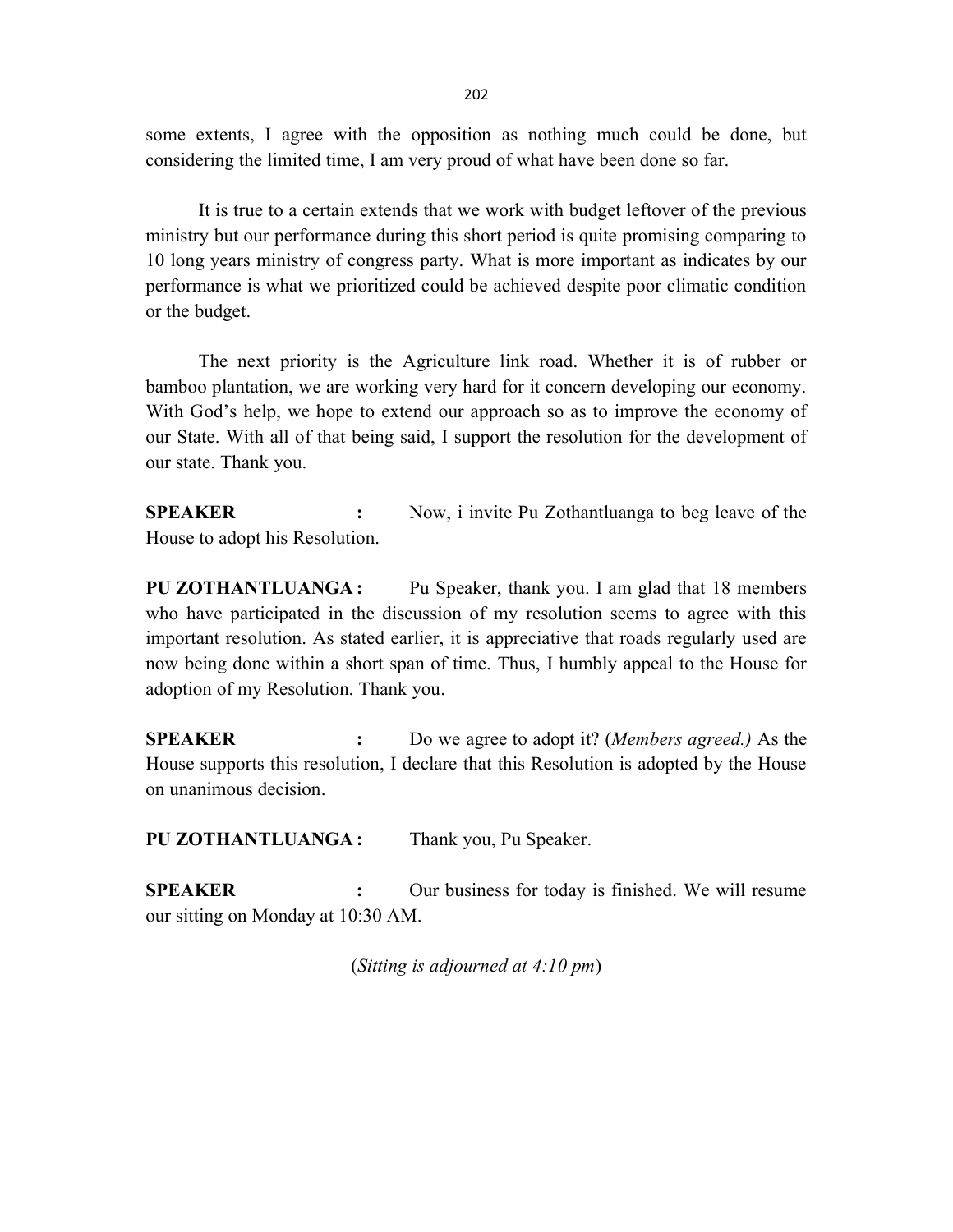some extents, I agree with the opposition as nothing much could be done, but considering the limited time, I am very proud of what have been done so far.

It is true to a certain extends that we work with budget leftover of the previous ministry but our performance during this short period is quite promising comparing to 10 long years ministry of congress party. What is more important as indicates by our performance is what we prioritized could be achieved despite poor climatic condition or the budget.

The next priority is the Agriculture link road. Whether it is of rubber or bamboo plantation, we are working very hard for it concern developing our economy. With God's help, we hope to extend our approach so as to improve the economy of our State. With all of that being said, I support the resolution for the development of our state. Thank you.

**SPEAKER :** Now, i invite Pu Zothantluanga to beg leave of the House to adopt his Resolution.

**PU ZOTHANTLUANGA :** Pu Speaker, thank you. I am glad that 18 members who have participated in the discussion of my resolution seems to agree with this important resolution. As stated earlier, it is appreciative that roads regularly used are now being done within a short span of time. Thus, I humbly appeal to the House for adoption of my Resolution. Thank you.

**SPEAKER :** Do we agree to adopt it? (*Members agreed.)* As the House supports this resolution, I declare that this Resolution is adopted by the House on unanimous decision.

**PU ZOTHANTLUANGA :** Thank you, Pu Speaker.

**SPEAKER :** Our business for today is finished. We will resume our sitting on Monday at 10:30 AM.

(*Sitting is adjourned at 4:10 pm*)